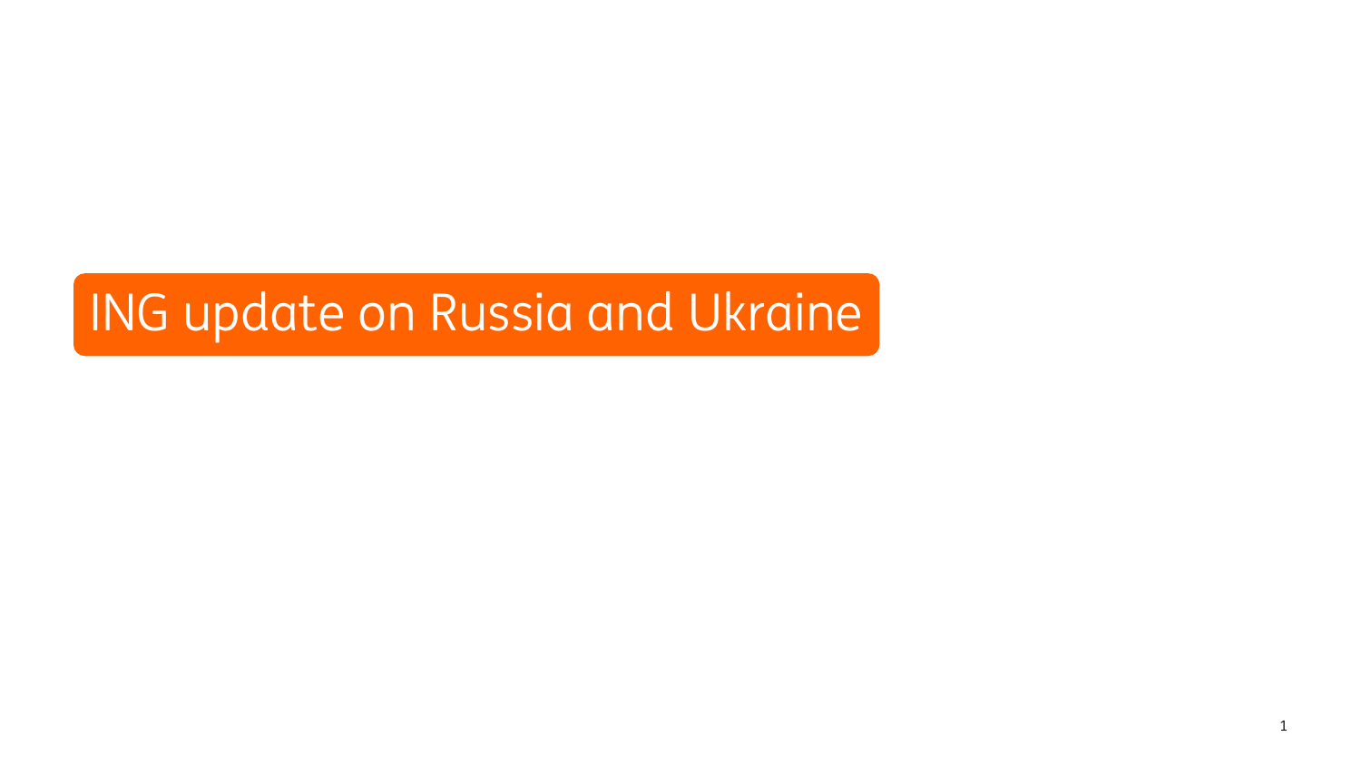# ING update on Russia and Ukraine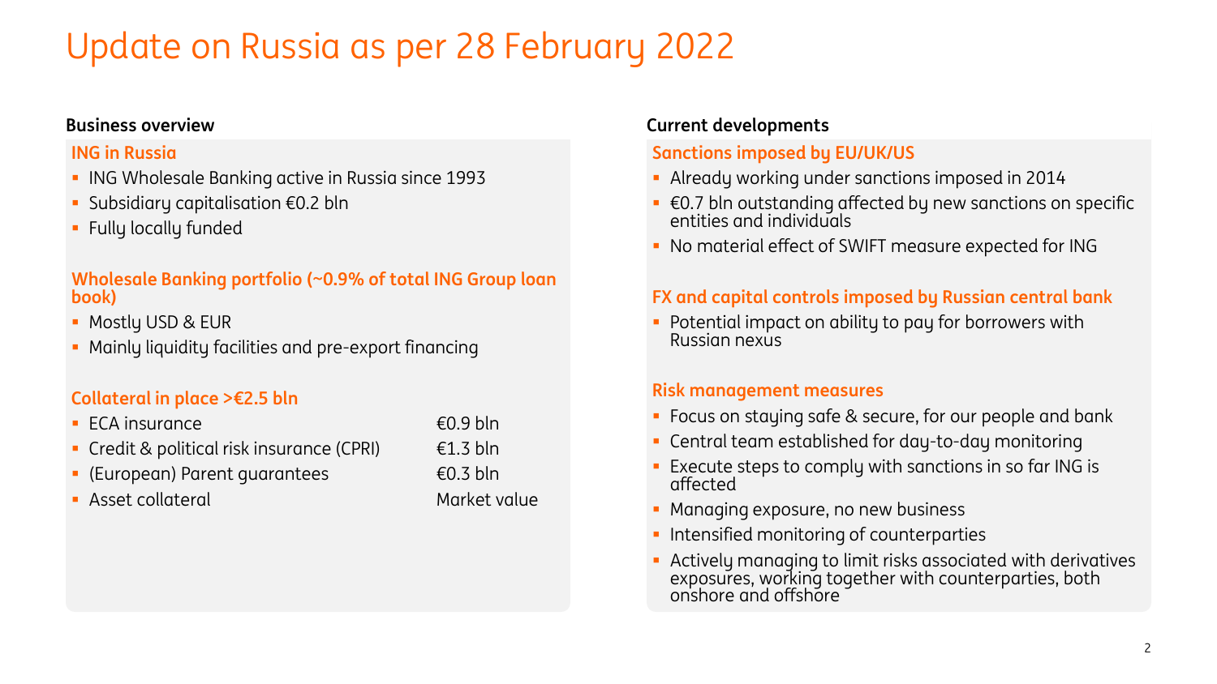# Update on Russia as per 28 February 2022

## Business overview

### ING in Russia

- ING Wholesale Banking active in Russia since 1993
- Subsidiary capitalisation €0.2 bln
- Fully locally funded

### Wholesale Banking portfolio (~0.9% of total ING Group loan book)

- Mostly USD & EUR
- Mainly liquidity facilities and pre-export financing

### Collateral in place >€2.5 bln

| Collateral | Amount |
|---|---|
| ECA insurance | €0.9 bln |
| Credit & political risk insurance (CPRI) | €1.3 bln |
| (European) Parent guarantees | €0.3 bln |
| Asset collateral | Market value |

## Current developments

### Sanctions imposed by EU/UK/US

- Already working under sanctions imposed in 2014
- €0.7 bln outstanding affected by new sanctions on specific entities and individuals
- No material effect of SWIFT measure expected for ING

### FX and capital controls imposed by Russian central bank

- Potential impact on ability to pay for borrowers with Russian nexus

### Risk management measures

- Focus on staying safe & secure, for our people and bank
- Central team established for day-to-day monitoring
- Execute steps to comply with sanctions in so far ING is affected
- Managing exposure, no new business
- Intensified monitoring of counterparties
- Actively managing to limit risks associated with derivatives exposures, working together with counterparties, both onshore and offshore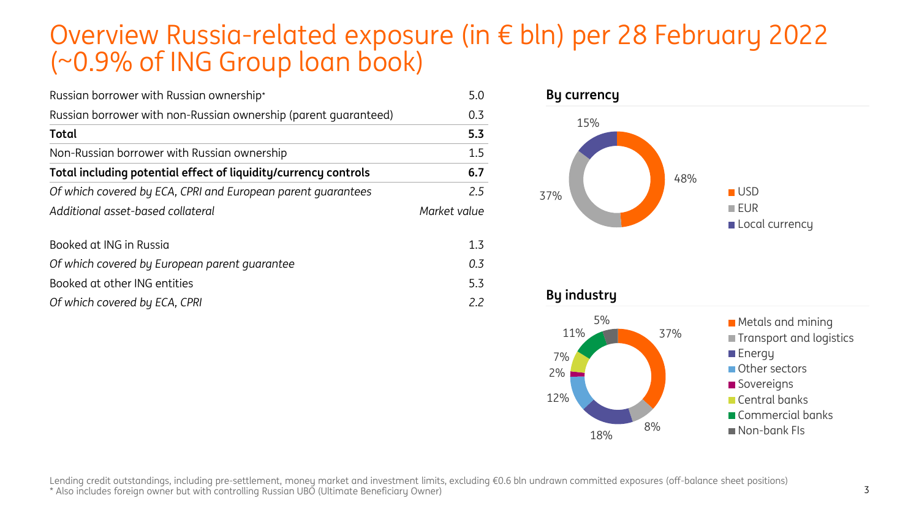# Overview Russia-related exposure (in € bln) per 28 February 2022 (~0.9% of ING Group loan book)

| | |
|---|---|
| Russian borrower with Russian ownership* | 5.0 |
| Russian borrower with non-Russian ownership (parent guaranteed) | 0.3 |
| **Total** | **5.3** |
| Non-Russian borrower with Russian ownership | 1.5 |
| **Total including potential effect of liquidity/currency controls** | **6.7** |
| *Of which covered by ECA, CPRI and European parent guarantees* | *2.5* |
| *Additional asset-based collateral* | *Market value* |

| | |
|---|---|
| Booked at ING in Russia | 1.3 |
| *Of which covered by European parent guarantee* | *0.3* |
| Booked at other ING entities | 5.3 |
| *Of which covered by ECA, CPRI* | *2.2* |

### By currency

| Currency | Share |
|---|---|
| USD | 48% |
| EUR | 37% |
| Local currency | 15% |

### By industry

| Industry | Share |
|---|---|
| Metals and mining | 37% |
| Transport and logistics | 8% |
| Energy | 18% |
| Other sectors | 12% |
| Sovereigns | 2% |
| Central banks | 7% |
| Commercial banks | 11% |
| Non-bank FIs | 5% |

Lending credit outstandings, including pre-settlement, money market and investment limits, excluding €0.6 bln undrawn committed exposures (off-balance sheet positions)
* Also includes foreign owner but with controlling Russian UBO (Ultimate Beneficiary Owner)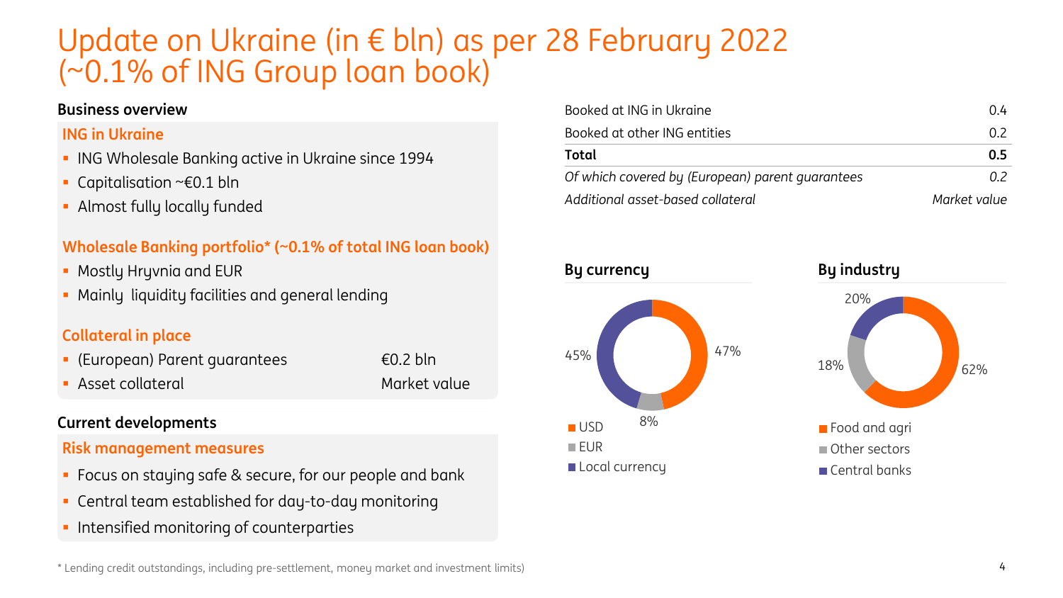# Update on Ukraine (in € bln) as per 28 February 2022 (~0.1% of ING Group loan book)

## Business overview

### ING in Ukraine

- ING Wholesale Banking active in Ukraine since 1994
- Capitalisation ~€0.1 bln
- Almost fully locally funded

### Wholesale Banking portfolio* (~0.1% of total ING loan book)

- Mostly Hryvnia and EUR
- Mainly liquidity facilities and general lending

### Collateral in place

| | |
|---|---|
| (European) Parent guarantees | €0.2 bln |
| Asset collateral | Market value |

## Current developments

### Risk management measures

- Focus on staying safe & secure, for our people and bank
- Central team established for day-to-day monitoring
- Intensified monitoring of counterparties

| | |
|---|---|
| Booked at ING in Ukraine | 0.4 |
| Booked at other ING entities | 0.2 |
| **Total** | **0.5** |
| *Of which covered by (European) parent guarantees* | *0.2* |
| *Additional asset-based collateral* | *Market value* |

**By currency**

47%
8%
45%

USD
EUR
Local currency

**By industry**

62%
18%
20%

Food and agri
Other sectors
Central banks

\* Lending credit outstandings, including pre-settlement, money market and investment limits)